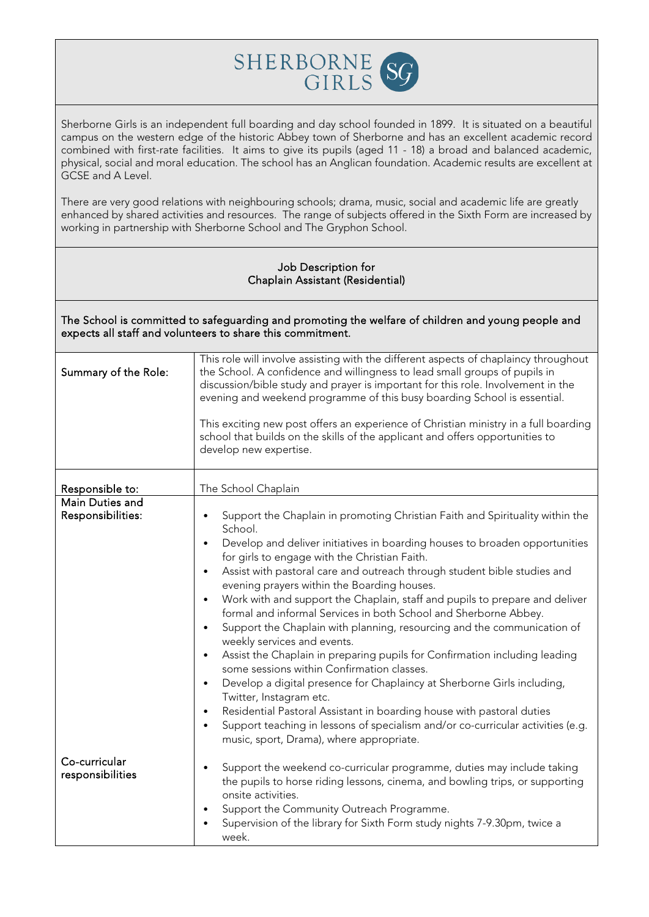# SHERBORNE GIRLS

Sherborne Girls is an independent full boarding and day school founded in 1899. It is situated on a beautiful campus on the western edge of the historic Abbey town of Sherborne and has an excellent academic record combined with first-rate facilities. It aims to give its pupils (aged 11 - 18) a broad and balanced academic, physical, social and moral education. The school has an Anglican foundation. Academic results are excellent at GCSE and A Level.

There are very good relations with neighbouring schools; drama, music, social and academic life are greatly enhanced by shared activities and resources. The range of subjects offered in the Sixth Form are increased by working in partnership with Sherborne School and The Gryphon School.

## Job Description for Chaplain Assistant (Residential)

The School is committed to safeguarding and promoting the welfare of children and young people and expects all staff and volunteers to share this commitment.

| | |
|---|---|
| Summary of the Role: | This role will involve assisting with the different aspects of chaplaincy throughout the School. A confidence and willingness to lead small groups of pupils in discussion/bible study and prayer is important for this role. Involvement in the evening and weekend programme of this busy boarding School is essential.<br><br>This exciting new post offers an experience of Christian ministry in a full boarding school that builds on the skills of the applicant and offers opportunities to develop new expertise. |
| Responsible to: | The School Chaplain |
| Main Duties and Responsibilities: | • Support the Chaplain in promoting Christian Faith and Spirituality within the School.<br>• Develop and deliver initiatives in boarding houses to broaden opportunities for girls to engage with the Christian Faith.<br>• Assist with pastoral care and outreach through student bible studies and evening prayers within the Boarding houses.<br>• Work with and support the Chaplain, staff and pupils to prepare and deliver formal and informal Services in both School and Sherborne Abbey.<br>• Support the Chaplain with planning, resourcing and the communication of weekly services and events.<br>• Assist the Chaplain in preparing pupils for Confirmation including leading some sessions within Confirmation classes.<br>• Develop a digital presence for Chaplaincy at Sherborne Girls including, Twitter, Instagram etc.<br>• Residential Pastoral Assistant in boarding house with pastoral duties<br>• Support teaching in lessons of specialism and/or co-curricular activities (e.g. music, sport, Drama), where appropriate. |
| Co-curricular responsibilities | • Support the weekend co-curricular programme, duties may include taking the pupils to horse riding lessons, cinema, and bowling trips, or supporting onsite activities.<br>• Support the Community Outreach Programme.<br>• Supervision of the library for Sixth Form study nights 7-9.30pm, twice a week. |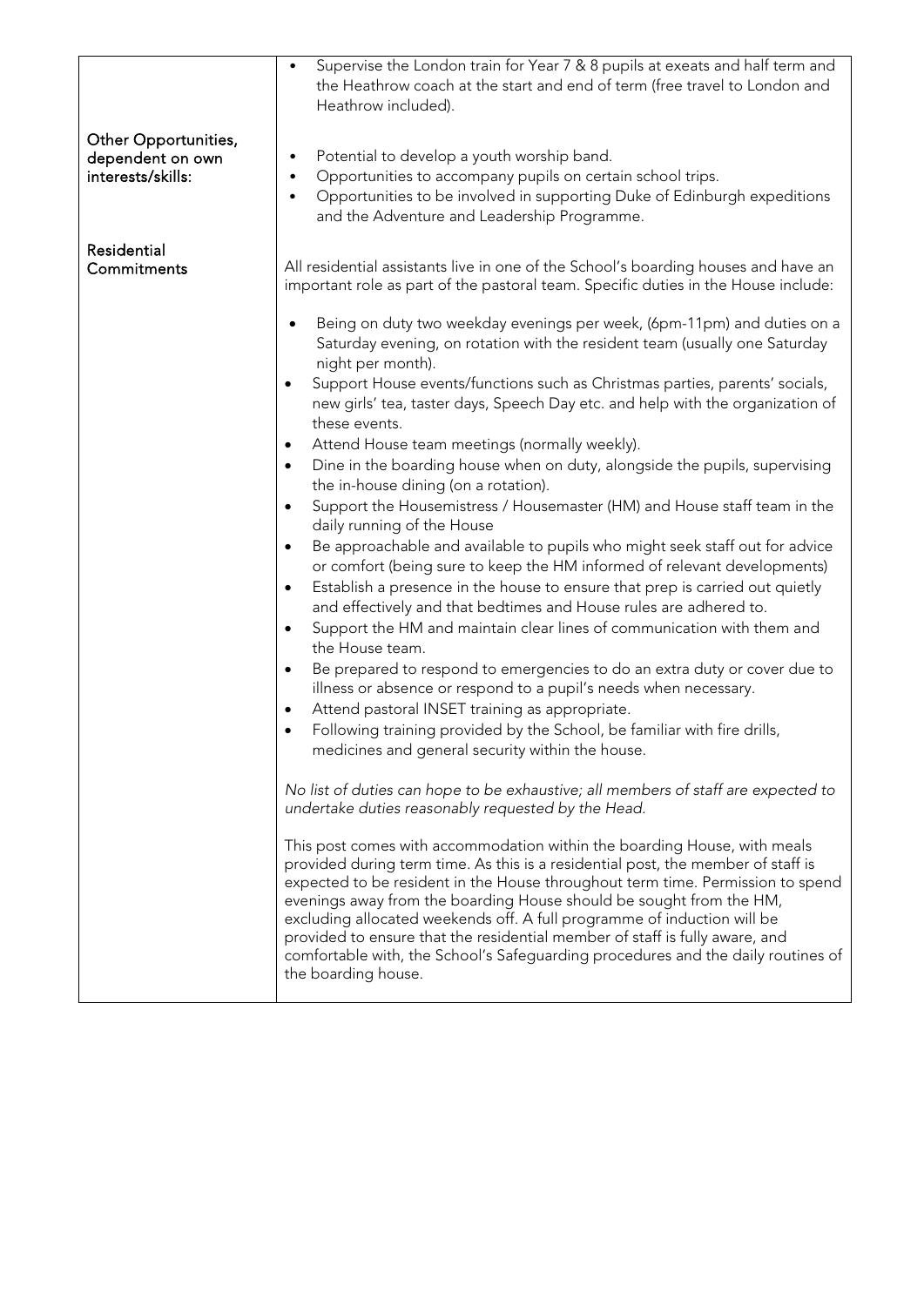| | |
|---|---|
| | • Supervise the London train for Year 7 & 8 pupils at exeats and half term and the Heathrow coach at the start and end of term (free travel to London and Heathrow included). |
| **Other Opportunities, dependent on own interests/skills:** | • Potential to develop a youth worship band.<br>• Opportunities to accompany pupils on certain school trips.<br>• Opportunities to be involved in supporting Duke of Edinburgh expeditions and the Adventure and Leadership Programme. |
| **Residential Commitments** | All residential assistants live in one of the School's boarding houses and have an important role as part of the pastoral team. Specific duties in the House include:<br><br>• Being on duty two weekday evenings per week, (6pm-11pm) and duties on a Saturday evening, on rotation with the resident team (usually one Saturday night per month).<br>• Support House events/functions such as Christmas parties, parents' socials, new girls' tea, taster days, Speech Day etc. and help with the organization of these events.<br>• Attend House team meetings (normally weekly).<br>• Dine in the boarding house when on duty, alongside the pupils, supervising the in-house dining (on a rotation).<br>• Support the Housemistress / Housemaster (HM) and House staff team in the daily running of the House<br>• Be approachable and available to pupils who might seek staff out for advice or comfort (being sure to keep the HM informed of relevant developments)<br>• Establish a presence in the house to ensure that prep is carried out quietly and effectively and that bedtimes and House rules are adhered to.<br>• Support the HM and maintain clear lines of communication with them and the House team.<br>• Be prepared to respond to emergencies to do an extra duty or cover due to illness or absence or respond to a pupil's needs when necessary.<br>• Attend pastoral INSET training as appropriate.<br>• Following training provided by the School, be familiar with fire drills, medicines and general security within the house.<br><br>*No list of duties can hope to be exhaustive; all members of staff are expected to undertake duties reasonably requested by the Head.*<br><br>This post comes with accommodation within the boarding House, with meals provided during term time. As this is a residential post, the member of staff is expected to be resident in the House throughout term time. Permission to spend evenings away from the boarding House should be sought from the HM, excluding allocated weekends off. A full programme of induction will be provided to ensure that the residential member of staff is fully aware, and comfortable with, the School's Safeguarding procedures and the daily routines of the boarding house. |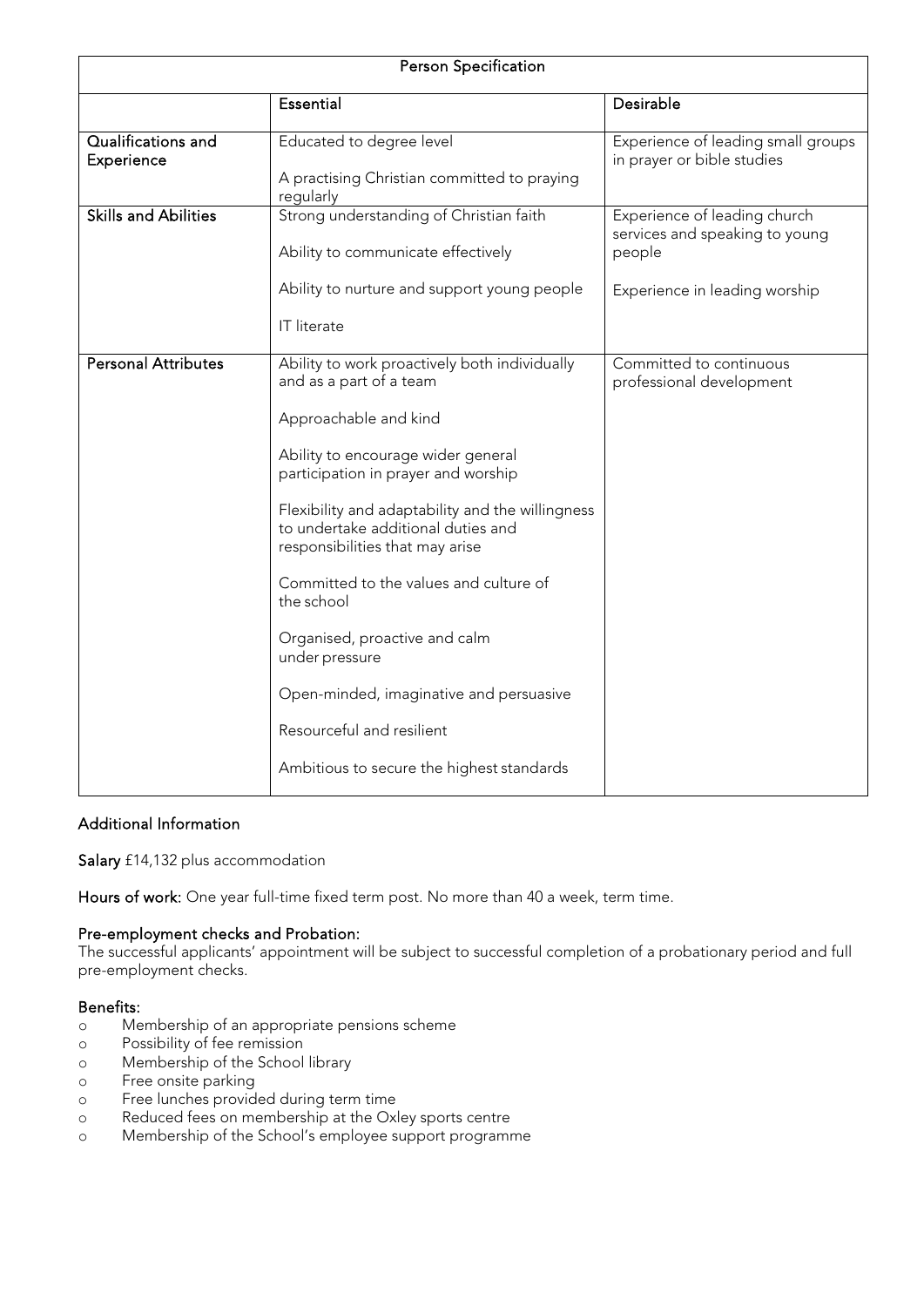| Person Specification | | |
|---|---|---|
| | **Essential** | **Desirable** |
| **Qualifications and Experience** | Educated to degree level<br><br>A practising Christian committed to praying regularly | Experience of leading small groups in prayer or bible studies |
| **Skills and Abilities** | Strong understanding of Christian faith<br><br>Ability to communicate effectively<br><br>Ability to nurture and support young people<br><br>IT literate | Experience of leading church services and speaking to young people<br><br>Experience in leading worship |
| **Personal Attributes** | Ability to work proactively both individually and as a part of a team<br><br>Approachable and kind<br><br>Ability to encourage wider general participation in prayer and worship<br><br>Flexibility and adaptability and the willingness to undertake additional duties and responsibilities that may arise<br><br>Committed to the values and culture of the school<br><br>Organised, proactive and calm under pressure<br><br>Open-minded, imaginative and persuasive<br><br>Resourceful and resilient<br><br>Ambitious to secure the highest standards | Committed to continuous professional development |

## Additional Information

**Salary** £14,132 plus accommodation

**Hours of work:** One year full-time fixed term post. No more than 40 a week, term time.

**Pre-employment checks and Probation:**
The successful applicants' appointment will be subject to successful completion of a probationary period and full pre-employment checks.

**Benefits:**
- Membership of an appropriate pensions scheme
- Possibility of fee remission
- Membership of the School library
- Free onsite parking
- Free lunches provided during term time
- Reduced fees on membership at the Oxley sports centre
- Membership of the School's employee support programme